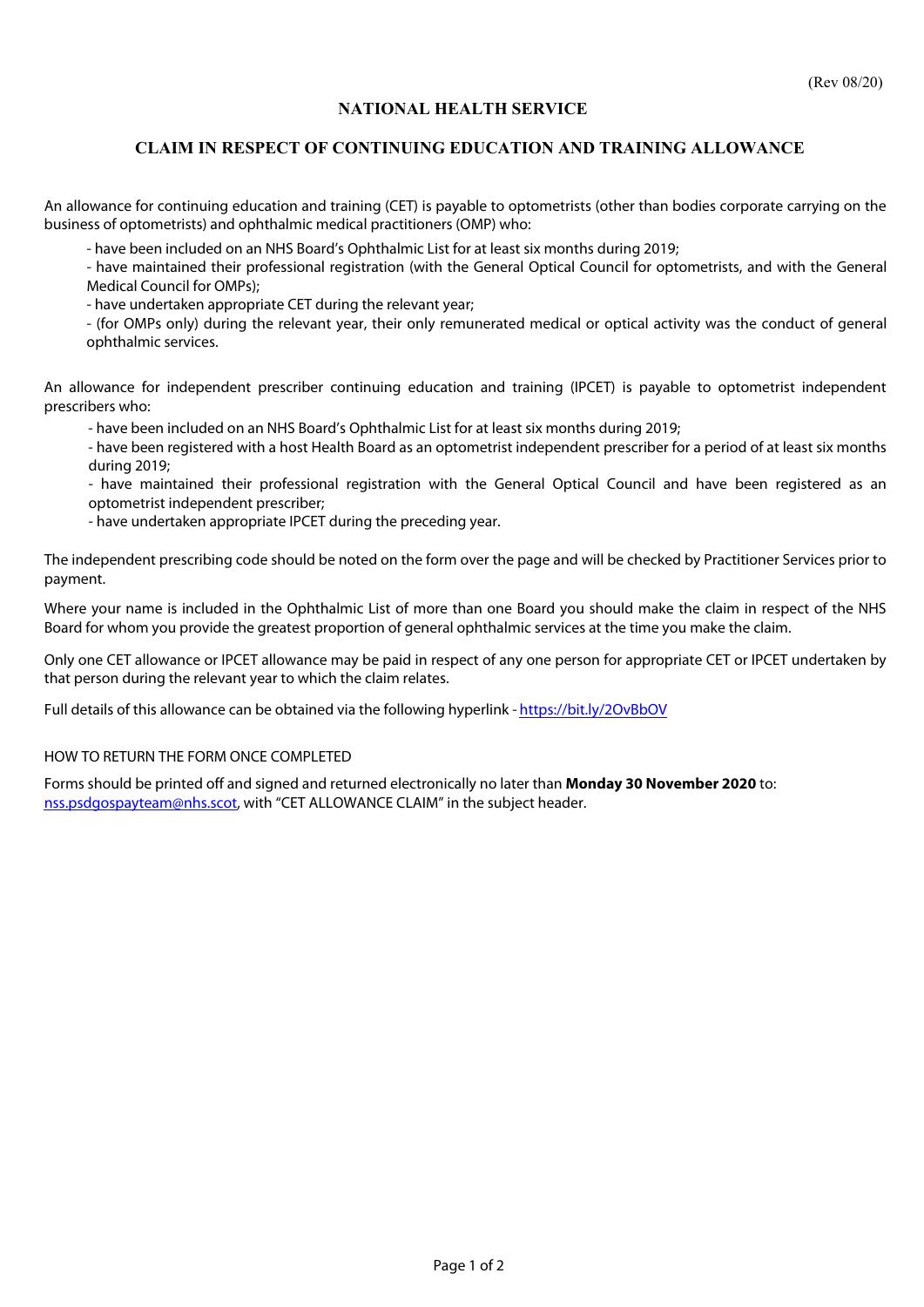(Rev 08/20)

# NATIONAL HEALTH SERVICE

## CLAIM IN RESPECT OF CONTINUING EDUCATION AND TRAINING ALLOWANCE

An allowance for continuing education and training (CET) is payable to optometrists (other than bodies corporate carrying on the business of optometrists) and ophthalmic medical practitioners (OMP) who:

- have been included on an NHS Board's Ophthalmic List for at least six months during 2019;
- have maintained their professional registration (with the General Optical Council for optometrists, and with the General Medical Council for OMPs);
- have undertaken appropriate CET during the relevant year;
- (for OMPs only) during the relevant year, their only remunerated medical or optical activity was the conduct of general ophthalmic services.

An allowance for independent prescriber continuing education and training (IPCET) is payable to optometrist independent prescribers who:

- have been included on an NHS Board's Ophthalmic List for at least six months during 2019;
- have been registered with a host Health Board as an optometrist independent prescriber for a period of at least six months during 2019;
- have maintained their professional registration with the General Optical Council and have been registered as an optometrist independent prescriber;
- have undertaken appropriate IPCET during the preceding year.

The independent prescribing code should be noted on the form over the page and will be checked by Practitioner Services prior to payment.

Where your name is included in the Ophthalmic List of more than one Board you should make the claim in respect of the NHS Board for whom you provide the greatest proportion of general ophthalmic services at the time you make the claim.

Only one CET allowance or IPCET allowance may be paid in respect of any one person for appropriate CET or IPCET undertaken by that person during the relevant year to which the claim relates.

Full details of this allowance can be obtained via the following hyperlink - https://bit.ly/2OvBbOV

HOW TO RETURN THE FORM ONCE COMPLETED

Forms should be printed off and signed and returned electronically no later than **Monday 30 November 2020** to: nss.psdgospayteam@nhs.scot, with "CET ALLOWANCE CLAIM" in the subject header.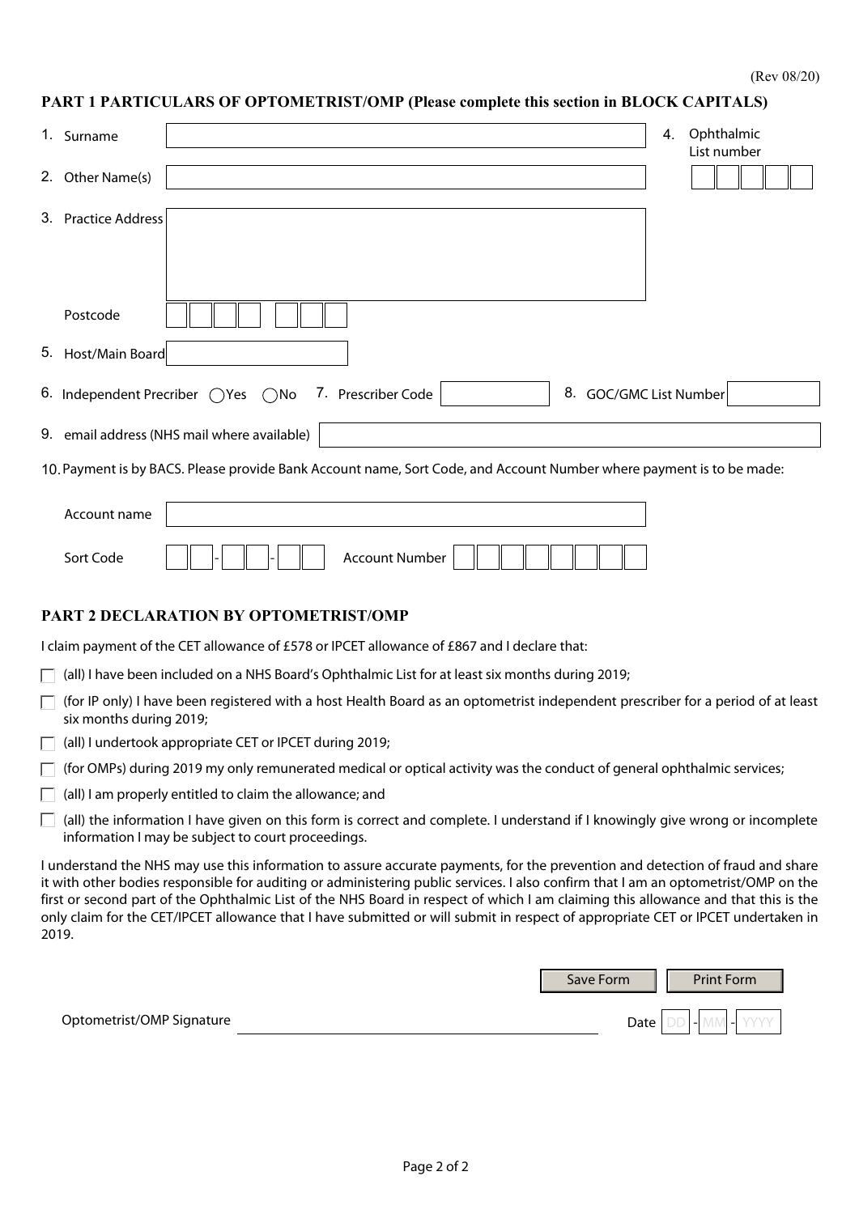(Rev 08/20)

## PART 1 PARTICULARS OF OPTOMETRIST/OMP (Please complete this section in BLOCK CAPITALS)

1. Surname
2. Other Name(s)
3. Practice Address

   Postcode
4. Ophthalmic List number
5. Host/Main Board
6. Independent Precriber ◯Yes ◯No
7. Prescriber Code
8. GOC/GMC List Number
9. email address (NHS mail where available)
10. Payment is by BACS. Please provide Bank Account name, Sort Code, and Account Number where payment is to be made:

    Account name

    Sort Code - - Account Number

## PART 2 DECLARATION BY OPTOMETRIST/OMP

I claim payment of the CET allowance of £578 or IPCET allowance of £867 and I declare that:

- ☐ (all) I have been included on a NHS Board's Ophthalmic List for at least six months during 2019;
- ☐ (for IP only) I have been registered with a host Health Board as an optometrist independent prescriber for a period of at least six months during 2019;
- ☐ (all) I undertook appropriate CET or IPCET during 2019;
- ☐ (for OMPs) during 2019 my only remunerated medical or optical activity was the conduct of general ophthalmic services;
- ☐ (all) I am properly entitled to claim the allowance; and
- ☐ (all) the information I have given on this form is correct and complete. I understand if I knowingly give wrong or incomplete information I may be subject to court proceedings.

I understand the NHS may use this information to assure accurate payments, for the prevention and detection of fraud and share it with other bodies responsible for auditing or administering public services. I also confirm that I am an optometrist/OMP on the first or second part of the Ophthalmic List of the NHS Board in respect of which I am claiming this allowance and that this is the only claim for the CET/IPCET allowance that I have submitted or will submit in respect of appropriate CET or IPCET undertaken in 2019.

Save Form Print Form

Optometrist/OMP Signature ______________________ Date DD - MM - YYYY